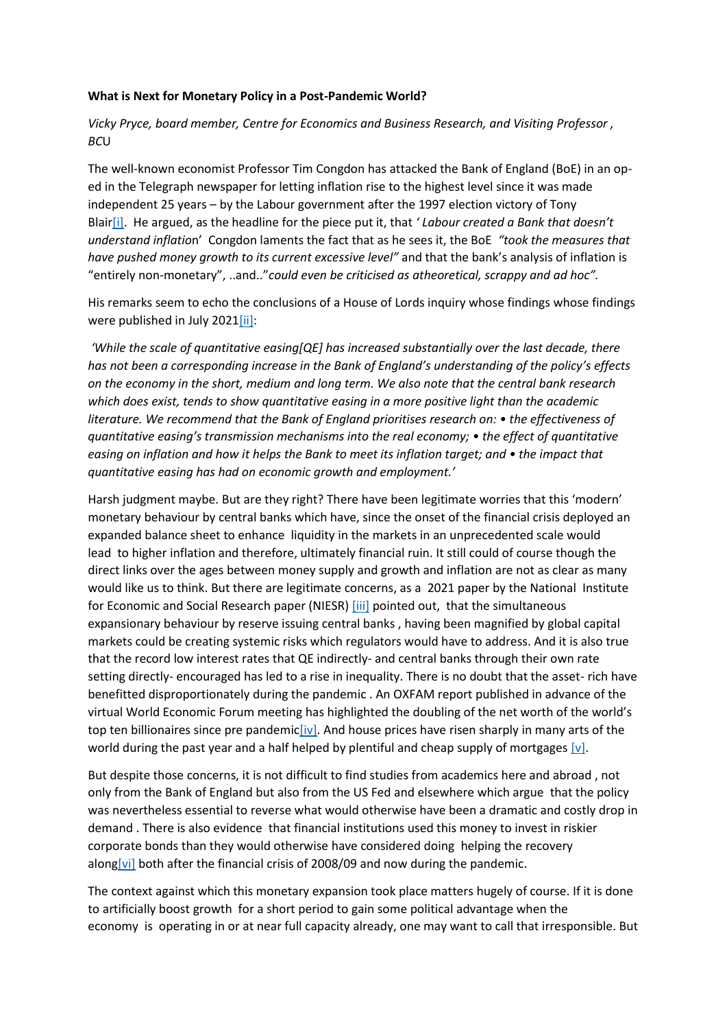**What is Next for Monetary Policy in a Post-Pandemic World?**

*Vicky Pryce, board member, Centre for Economics and Business Research, and Visiting Professor , BCU*

The well-known economist Professor Tim Congdon has attacked the Bank of England (BoE) in an op-ed in the Telegraph newspaper for letting inflation rise to the highest level since it was made independent 25 years – by the Labour government after the 1997 election victory of Tony Blair[i]. He argued, as the headline for the piece put it, that *' Labour created a Bank that doesn't understand inflation*' Congdon laments the fact that as he sees it, the BoE *"took the measures that have pushed money growth to its current excessive level"* and that the bank's analysis of inflation is "entirely non-monetary", ..and.."*could even be criticised as atheoretical, scrappy and ad hoc".*

His remarks seem to echo the conclusions of a House of Lords inquiry whose findings whose findings were published in July 2021[ii]:

*'While the scale of quantitative easing[QE] has increased substantially over the last decade, there has not been a corresponding increase in the Bank of England's understanding of the policy's effects on the economy in the short, medium and long term. We also note that the central bank research which does exist, tends to show quantitative easing in a more positive light than the academic literature. We recommend that the Bank of England prioritises research on: • the effectiveness of quantitative easing's transmission mechanisms into the real economy; • the effect of quantitative easing on inflation and how it helps the Bank to meet its inflation target; and • the impact that quantitative easing has had on economic growth and employment.'*

Harsh judgment maybe. But are they right? There have been legitimate worries that this 'modern' monetary behaviour by central banks which have, since the onset of the financial crisis deployed an expanded balance sheet to enhance liquidity in the markets in an unprecedented scale would lead to higher inflation and therefore, ultimately financial ruin. It still could of course though the direct links over the ages between money supply and growth and inflation are not as clear as many would like us to think. But there are legitimate concerns, as a 2021 paper by the National Institute for Economic and Social Research paper (NIESR) [iii] pointed out, that the simultaneous expansionary behaviour by reserve issuing central banks , having been magnified by global capital markets could be creating systemic risks which regulators would have to address. And it is also true that the record low interest rates that QE indirectly- and central banks through their own rate setting directly- encouraged has led to a rise in inequality. There is no doubt that the asset- rich have benefitted disproportionately during the pandemic . An OXFAM report published in advance of the virtual World Economic Forum meeting has highlighted the doubling of the net worth of the world's top ten billionaires since pre pandemic[iv]. And house prices have risen sharply in many arts of the world during the past year and a half helped by plentiful and cheap supply of mortgages [v].

But despite those concerns, it is not difficult to find studies from academics here and abroad , not only from the Bank of England but also from the US Fed and elsewhere which argue that the policy was nevertheless essential to reverse what would otherwise have been a dramatic and costly drop in demand . There is also evidence that financial institutions used this money to invest in riskier corporate bonds than they would otherwise have considered doing helping the recovery along[vi] both after the financial crisis of 2008/09 and now during the pandemic.

The context against which this monetary expansion took place matters hugely of course. If it is done to artificially boost growth for a short period to gain some political advantage when the economy is operating in or at near full capacity already, one may want to call that irresponsible. But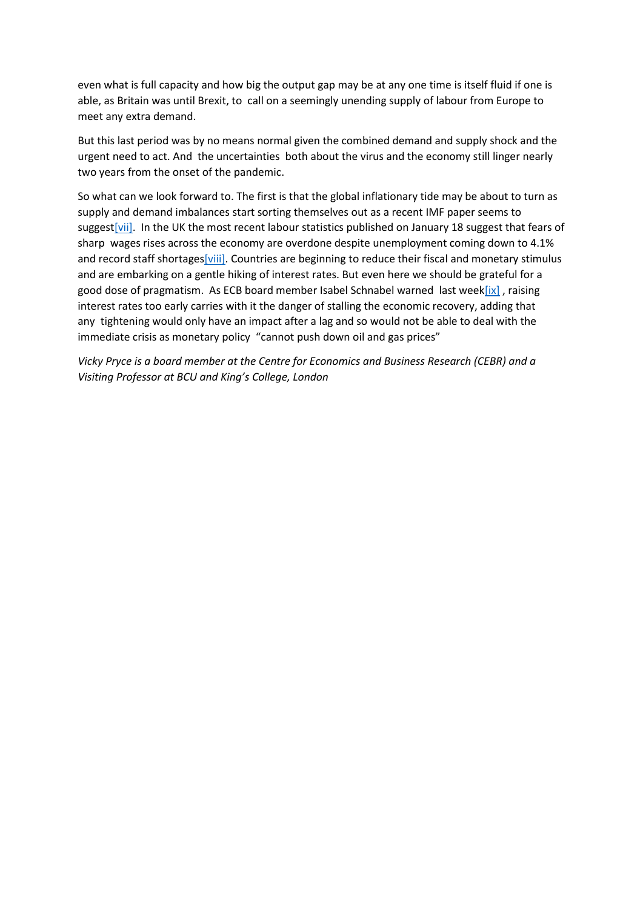even what is full capacity and how big the output gap may be at any one time is itself fluid if one is able, as Britain was until Brexit, to call on a seemingly unending supply of labour from Europe to meet any extra demand.

But this last period was by no means normal given the combined demand and supply shock and the urgent need to act. And the uncertainties both about the virus and the economy still linger nearly two years from the onset of the pandemic.

So what can we look forward to. The first is that the global inflationary tide may be about to turn as supply and demand imbalances start sorting themselves out as a recent IMF paper seems to suggest[vii]. In the UK the most recent labour statistics published on January 18 suggest that fears of sharp wages rises across the economy are overdone despite unemployment coming down to 4.1% and record staff shortages[viii]. Countries are beginning to reduce their fiscal and monetary stimulus and are embarking on a gentle hiking of interest rates. But even here we should be grateful for a good dose of pragmatism. As ECB board member Isabel Schnabel warned last week[ix], raising interest rates too early carries with it the danger of stalling the economic recovery, adding that any tightening would only have an impact after a lag and so would not be able to deal with the immediate crisis as monetary policy "cannot push down oil and gas prices"

*Vicky Pryce is a board member at the Centre for Economics and Business Research (CEBR) and a Visiting Professor at BCU and King's College, London*